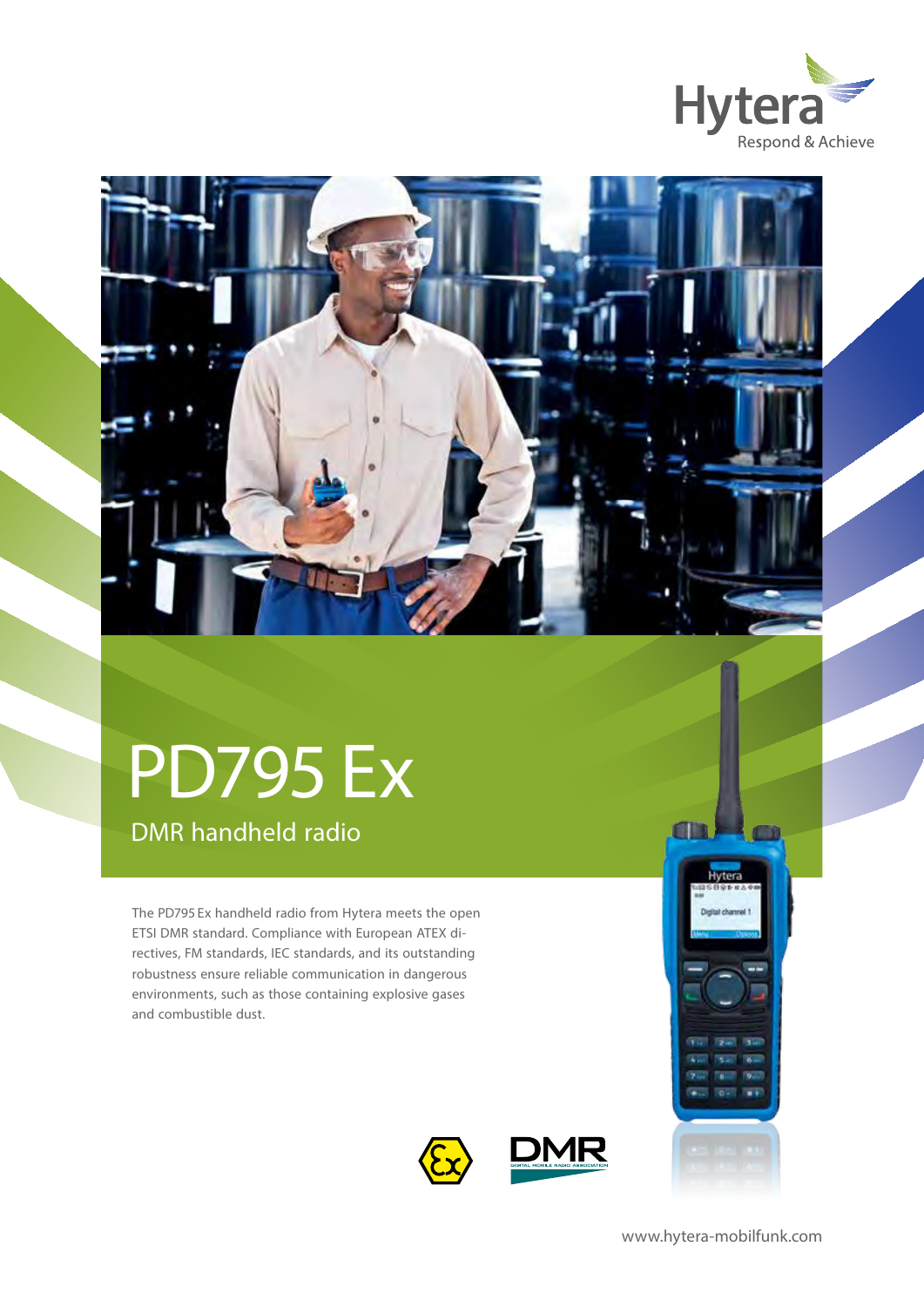Hytera
Respond & Achieve

# PD795 Ex

## DMR handheld radio

The PD795 Ex handheld radio from Hytera meets the open ETSI DMR standard. Compliance with European ATEX directives, FM standards, IEC standards, and its outstanding robustness ensure reliable communication in dangerous environments, such as those containing explosive gases and combustible dust.

www.hytera-mobilfunk.com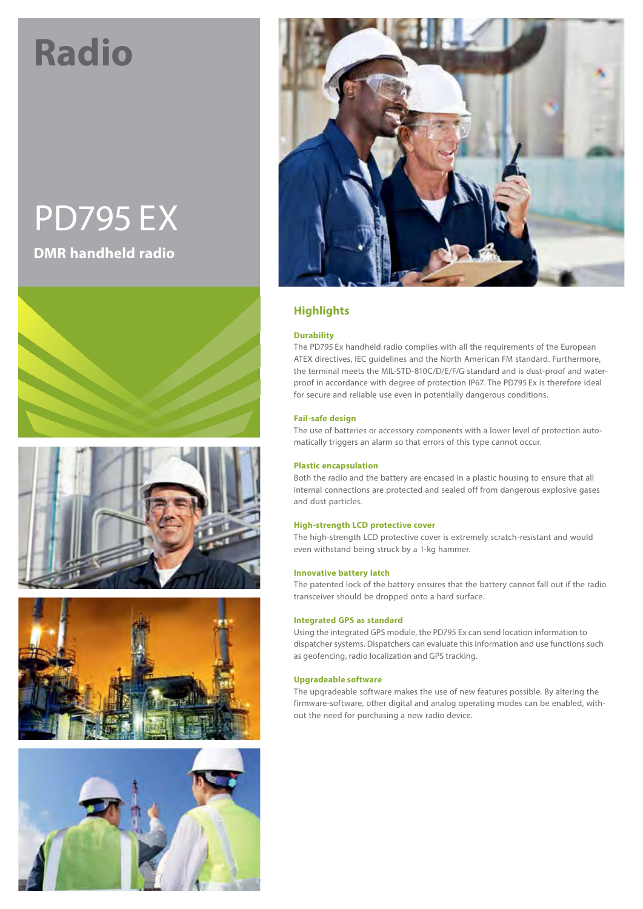# Radio

## PD795 EX

**DMR handheld radio**

## Highlights

### Durability

The PD795 Ex handheld radio complies with all the requirements of the European ATEX directives, IEC guidelines and the North American FM standard. Furthermore, the terminal meets the MIL-STD-810C/D/E/F/G standard and is dust-proof and water-proof in accordance with degree of protection IP67. The PD795 Ex is therefore ideal for secure and reliable use even in potentially dangerous conditions.

### Fail-safe design

The use of batteries or accessory components with a lower level of protection automatically triggers an alarm so that errors of this type cannot occur.

### Plastic encapsulation

Both the radio and the battery are encased in a plastic housing to ensure that all internal connections are protected and sealed off from dangerous explosive gases and dust particles.

### High-strength LCD protective cover

The high-strength LCD protective cover is extremely scratch-resistant and would even withstand being struck by a 1-kg hammer.

### Innovative battery latch

The patented lock of the battery ensures that the battery cannot fall out if the radio transceiver should be dropped onto a hard surface.

### Integrated GPS as standard

Using the integrated GPS module, the PD795 Ex can send location information to dispatcher systems. Dispatchers can evaluate this information and use functions such as geofencing, radio localization and GPS tracking.

### Upgradeable software

The upgradeable software makes the use of new features possible. By altering the firmware-software, other digital and analog operating modes can be enabled, without the need for purchasing a new radio device.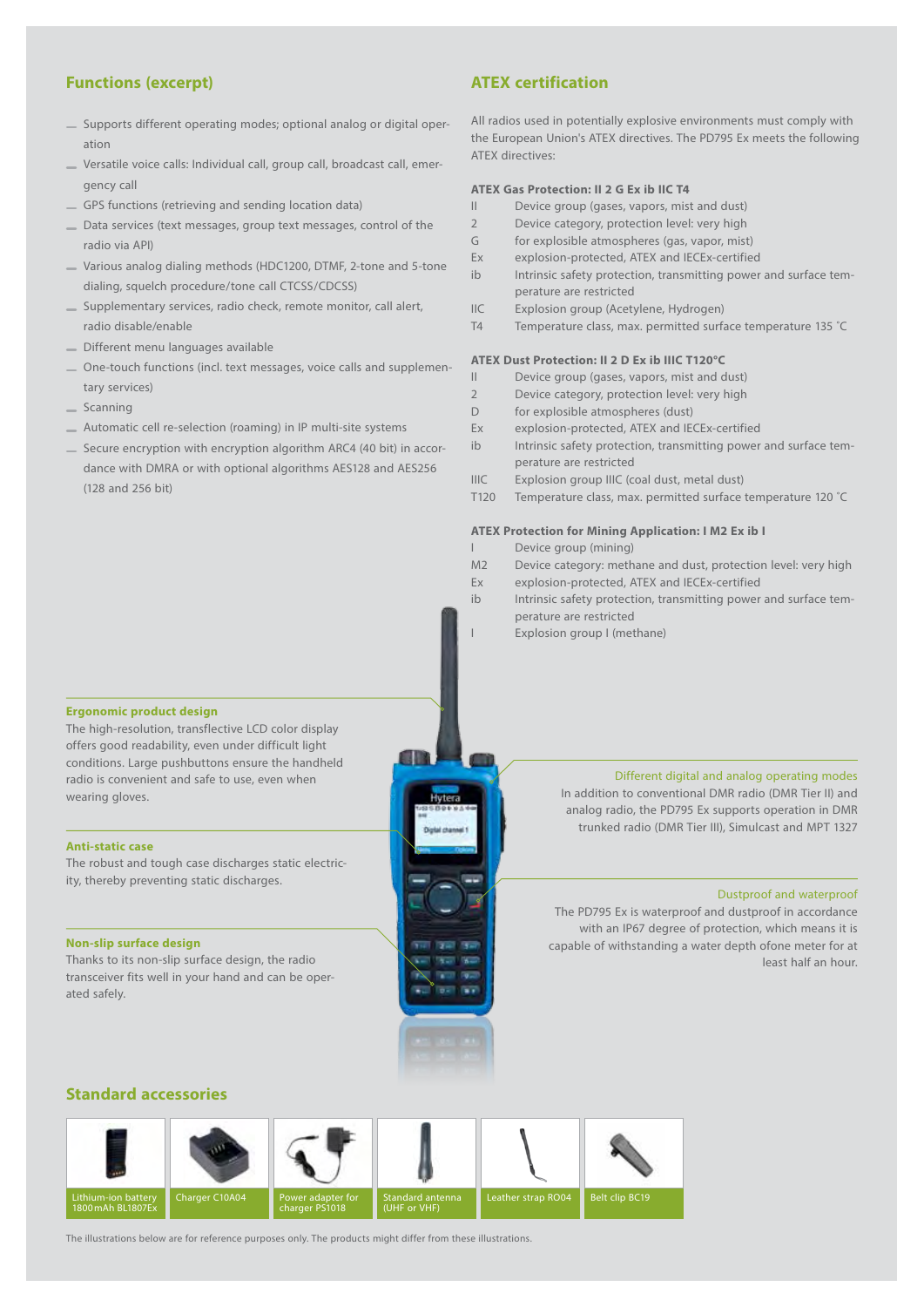## Functions (excerpt)

- Supports different operating modes; optional analog or digital operation
- Versatile voice calls: Individual call, group call, broadcast call, emergency call
- GPS functions (retrieving and sending location data)
- Data services (text messages, group text messages, control of the radio via API)
- Various analog dialing methods (HDC1200, DTMF, 2-tone and 5-tone dialing, squelch procedure/tone call CTCSS/CDCSS)
- Supplementary services, radio check, remote monitor, call alert, radio disable/enable
- Different menu languages available
- One-touch functions (incl. text messages, voice calls and supplementary services)
- Scanning
- Automatic cell re-selection (roaming) in IP multi-site systems
- Secure encryption with encryption algorithm ARC4 (40 bit) in accordance with DMRA or with optional algorithms AES128 and AES256 (128 and 256 bit)

## ATEX certification

All radios used in potentially explosive environments must comply with the European Union's ATEX directives. The PD795 Ex meets the following ATEX directives:

**ATEX Gas Protection: II 2 G Ex ib IIC T4**

| | |
|---|---|
| II | Device group (gases, vapors, mist and dust) |
| 2 | Device category, protection level: very high |
| G | for explosible atmospheres (gas, vapor, mist) |
| Ex | explosion-protected, ATEX and IECEx-certified |
| ib | Intrinsic safety protection, transmitting power and surface temperature are restricted |
| IIC | Explosion group (Acetylene, Hydrogen) |
| T4 | Temperature class, max. permitted surface temperature 135 °C |

**ATEX Dust Protection: II 2 D Ex ib IIIC T120°C**

| | |
|---|---|
| II | Device group (gases, vapors, mist and dust) |
| 2 | Device category, protection level: very high |
| D | for explosible atmospheres (dust) |
| Ex | explosion-protected, ATEX and IECEx-certified |
| ib | Intrinsic safety protection, transmitting power and surface temperature are restricted |
| IIIC | Explosion group IIIC (coal dust, metal dust) |
| T120 | Temperature class, max. permitted surface temperature 120 °C |

**ATEX Protection for Mining Application: I M2 Ex ib I**

| | |
|---|---|
| I | Device group (mining) |
| M2 | Device category: methane and dust, protection level: very high |
| Ex | explosion-protected, ATEX and IECEx-certified |
| ib | Intrinsic safety protection, transmitting power and surface temperature are restricted |
| I | Explosion group I (methane) |

**Ergonomic product design**

The high-resolution, transflective LCD color display offers good readability, even under difficult light conditions. Large pushbuttons ensure the handheld radio is convenient and safe to use, even when wearing gloves.

**Anti-static case**

The robust and tough case discharges static electricity, thereby preventing static discharges.

**Non-slip surface design**

Thanks to its non-slip surface design, the radio transceiver fits well in your hand and can be operated safely.

**Different digital and analog operating modes**

In addition to conventional DMR radio (DMR Tier II) and analog radio, the PD795 Ex supports operation in DMR trunked radio (DMR Tier III), Simulcast and MPT 1327

**Dustproof and waterproof**

The PD795 Ex is waterproof and dustproof in accordance with an IP67 degree of protection, which means it is capable of withstanding a water depth ofone meter for at least half an hour.

## Standard accessories

- Lithium-ion battery 1800 mAh BL1807Ex
- Charger C10A04
- Power adapter for charger PS1018
- Standard antenna (UHF or VHF)
- Leather strap RO04
- Belt clip BC19

The illustrations below are for reference purposes only. The products might differ from these illustrations.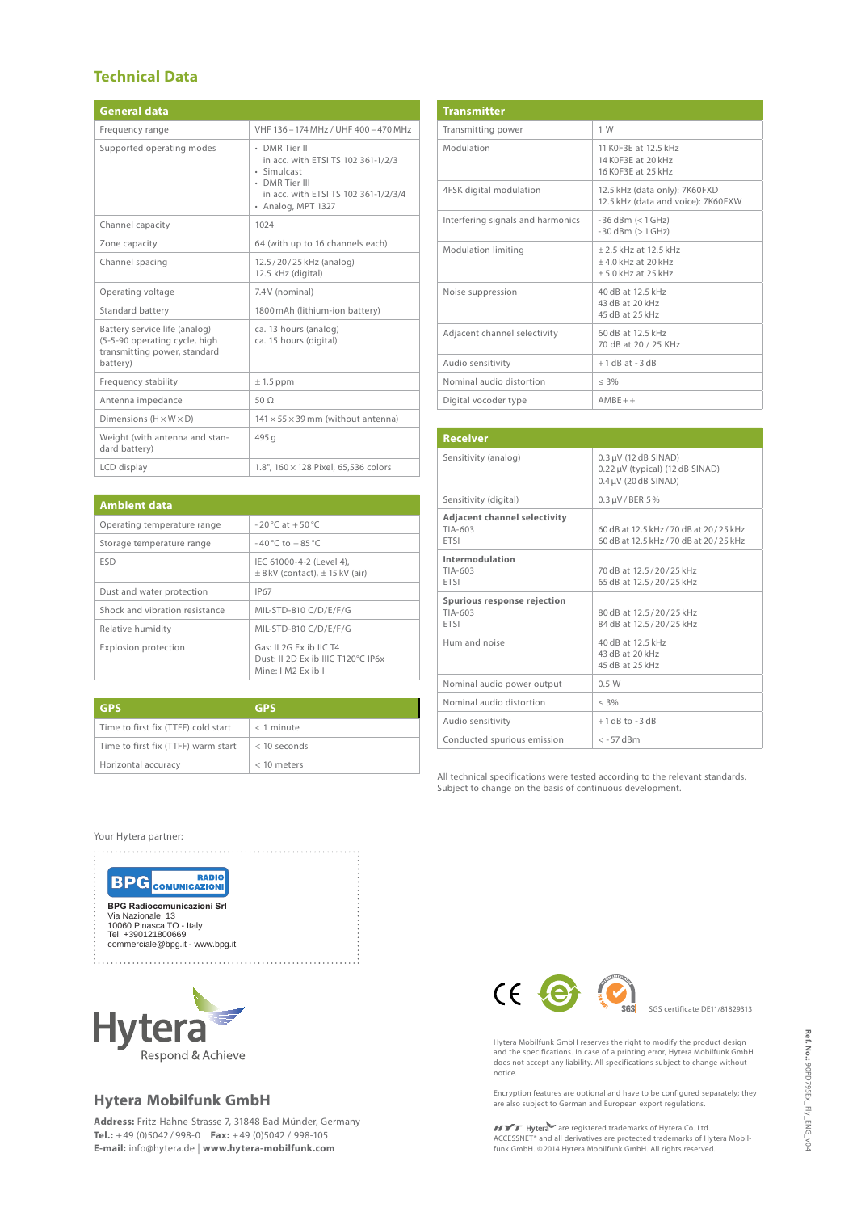# Technical Data

| General data | |
|---|---|
| Frequency range | VHF 136 – 174 MHz / UHF 400 – 470 MHz |
| Supported operating modes | • DMR Tier II in acc. with ETSI TS 102 361-1/2/3<br>• Simulcast<br>• DMR Tier III in acc. with ETSI TS 102 361-1/2/3/4<br>• Analog, MPT 1327 |
| Channel capacity | 1024 |
| Zone capacity | 64 (with up to 16 channels each) |
| Channel spacing | 12.5 / 20 / 25 kHz (analog)<br>12.5 kHz (digital) |
| Operating voltage | 7.4 V (nominal) |
| Standard battery | 1800 mAh (lithium-ion battery) |
| Battery service life (analog) (5-5-90 operating cycle, high transmitting power, standard battery) | ca. 13 hours (analog)<br>ca. 15 hours (digital) |
| Frequency stability | ± 1.5 ppm |
| Antenna impedance | 50 Ω |
| Dimensions (H × W × D) | 141 × 55 × 39 mm (without antenna) |
| Weight (with antenna and standard battery) | 495 g |
| LCD display | 1.8", 160 × 128 Pixel, 65,536 colors |

| Ambient data | |
|---|---|
| Operating temperature range | - 20 °C at + 50 °C |
| Storage temperature range | - 40 °C to + 85 °C |
| ESD | IEC 61000-4-2 (Level 4),<br>± 8 kV (contact), ± 15 kV (air) |
| Dust and water protection | IP67 |
| Shock and vibration resistance | MIL-STD-810 C/D/E/F/G |
| Relative humidity | MIL-STD-810 C/D/E/F/G |
| Explosion protection | Gas: II 2G Ex ib IIC T4<br>Dust: II 2D Ex ib IIIC T120°C IP6x<br>Mine: I M2 Ex ib I |

| GPS | GPS |
|---|---|
| Time to first fix (TTFF) cold start | < 1 minute |
| Time to first fix (TTFF) warm start | < 10 seconds |
| Horizontal accuracy | < 10 meters |

| Transmitter | |
|---|---|
| Transmitting power | 1 W |
| Modulation | 11 K0F3E at 12.5 kHz<br>14 K0F3E at 20 kHz<br>16 K0F3E at 25 kHz |
| 4FSK digital modulation | 12.5 kHz (data only): 7K60FXD<br>12.5 kHz (data and voice): 7K60FXW |
| Interfering signals and harmonics | - 36 dBm (< 1 GHz)<br>- 30 dBm (> 1 GHz) |
| Modulation limiting | ± 2.5 kHz at 12.5 kHz<br>± 4.0 kHz at 20 kHz<br>± 5.0 kHz at 25 kHz |
| Noise suppression | 40 dB at 12.5 kHz<br>43 dB at 20 kHz<br>45 dB at 25 kHz |
| Adjacent channel selectivity | 60 dB at 12.5 kHz<br>70 dB at 20 / 25 KHz |
| Audio sensitivity | + 1 dB at - 3 dB |
| Nominal audio distortion | ≤ 3% |
| Digital vocoder type | AMBE + + |

| Receiver | |
|---|---|
| Sensitivity (analog) | 0.3 µV (12 dB SINAD)<br>0.22 µV (typical) (12 dB SINAD)<br>0.4 µV (20 dB SINAD) |
| Sensitivity (digital) | 0.3 µV / BER 5 % |
| **Adjacent channel selectivity**<br>TIA-603<br>ETSI | <br>60 dB at 12.5 kHz / 70 dB at 20 / 25 kHz<br>60 dB at 12.5 kHz / 70 dB at 20 / 25 kHz |
| **Intermodulation**<br>TIA-603<br>ETSI | <br>70 dB at 12.5 / 20 / 25 kHz<br>65 dB at 12.5 / 20 / 25 kHz |
| **Spurious response rejection**<br>TIA-603<br>ETSI | <br>80 dB at 12.5 / 20 / 25 kHz<br>84 dB at 12.5 / 20 / 25 kHz |
| Hum and noise | 40 dB at 12.5 kHz<br>43 dB at 20 kHz<br>45 dB at 25 kHz |
| Nominal audio power output | 0.5 W |
| Nominal audio distortion | ≤ 3% |
| Audio sensitivity | + 1 dB to - 3 dB |
| Conducted spurious emission | < - 57 dBm |

All technical specifications were tested according to the relevant standards. Subject to change on the basis of continuous development.

Your Hytera partner:

BPG RADIO COMUNICAZIONI

**BPG Radiocomunicazioni Srl**
Via Nazionale, 13
10060 Pinasca TO - Italy
Tel. +390121800669
commerciale@bpg.it - www.bpg.it

Hytera
Respond & Achieve

## Hytera Mobilfunk GmbH

**Address:** Fritz-Hahne-Strasse 7, 31848 Bad Münder, Germany
**Tel.:** +49 (0)5042 / 998-0 **Fax:** +49 (0)5042 / 998-105
**E-mail:** info@hytera.de | **www.hytera-mobilfunk.com**

SGS certificate DE11/81829313

Hytera Mobilfunk GmbH reserves the right to modify the product design and the specifications. In case of a printing error, Hytera Mobilfunk GmbH does not accept any liability. All specifications subject to change without notice.

Encryption features are optional and have to be configured separately; they are also subject to German and European export regulations.

HYT Hytera are registered trademarks of Hytera Co. Ltd. ACCESSNET® and all derivatives are protected trademarks of Hytera Mobilfunk GmbH. © 2014 Hytera Mobilfunk GmbH. All rights reserved.

**Ref. No.:** 90PD795EX_Fly_ENG_v04